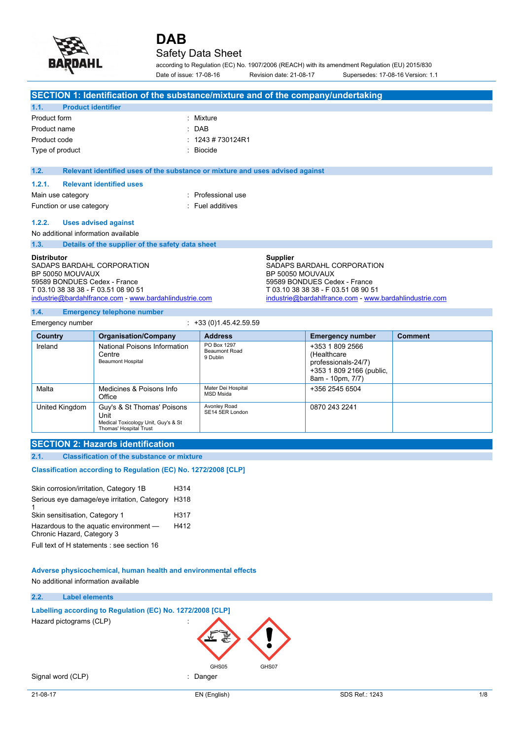# DAB

## Safety Data Sheet

according to Regulation (EC) No. 1907/2006 (REACH) with its amendment Regulation (EU) 2015/830

Date of issue: 17-08-16 Revision date: 21-08-17 Supersedes: 17-08-16 Version: 1.1

## SECTION 1: Identification of the substance/mixture and of the company/undertaking

### 1.1. Product identifier

| | |
|---|---|
| Product form | : Mixture |
| Product name | : DAB |
| Product code | : 1243 # 730124R1 |
| Type of product | : Biocide |

### 1.2. Relevant identified uses of the substance or mixture and uses advised against

#### 1.2.1. Relevant identified uses

| | |
|---|---|
| Main use category | : Professional use |
| Function or use category | : Fuel additives |

#### 1.2.2. Uses advised against

No additional information available

### 1.3. Details of the supplier of the safety data sheet

**Distributor**
SADAPS BARDAHL CORPORATION
BP 50050 MOUVAUX
59589 BONDUES Cedex - France
T 03.10 38 38 38 - F 03.51 08 90 51
industrie@bardahlfrance.com - www.bardahlindustrie.com

**Supplier**
SADAPS BARDAHL CORPORATION
BP 50050 MOUVAUX
59589 BONDUES Cedex - France
T 03.10 38 38 38 - F 03.51 08 90 51
industrie@bardahlfrance.com - www.bardahlindustrie.com

### 1.4. Emergency telephone number

Emergency number : +33 (0)1.45.42.59.59

| Country | Organisation/Company | Address | Emergency number | Comment |
|---|---|---|---|---|
| Ireland | National Poisons Information Centre<br>Beaumont Hospital | PO Box 1297<br>Beaumont Road<br>9 Dublin | +353 1 809 2566 (Healthcare professionals-24/7)<br>+353 1 809 2166 (public, 8am - 10pm, 7/7) | |
| Malta | Medicines & Poisons Info Office | Mater Dei Hospital<br>MSD Msida | +356 2545 6504 | |
| United Kingdom | Guy's & St Thomas' Poisons Unit<br>Medical Toxicology Unit, Guy's & St Thomas' Hospital Trust | Avonley Road<br>SE14 5ER London | 0870 243 2241 | |

## SECTION 2: Hazards identification

### 2.1. Classification of the substance or mixture

**Classification according to Regulation (EC) No. 1272/2008 [CLP]**

| | |
|---|---|
| Skin corrosion/irritation, Category 1B | H314 |
| Serious eye damage/eye irritation, Category 1 | H318 |
| Skin sensitisation, Category 1 | H317 |
| Hazardous to the aquatic environment — Chronic Hazard, Category 3 | H412 |

Full text of H statements : see section 16

**Adverse physicochemical, human health and environmental effects**

No additional information available

### 2.2. Label elements

**Labelling according to Regulation (EC) No. 1272/2008 [CLP]**

Hazard pictograms (CLP) :

GHS05 GHS07

Signal word (CLP) : Danger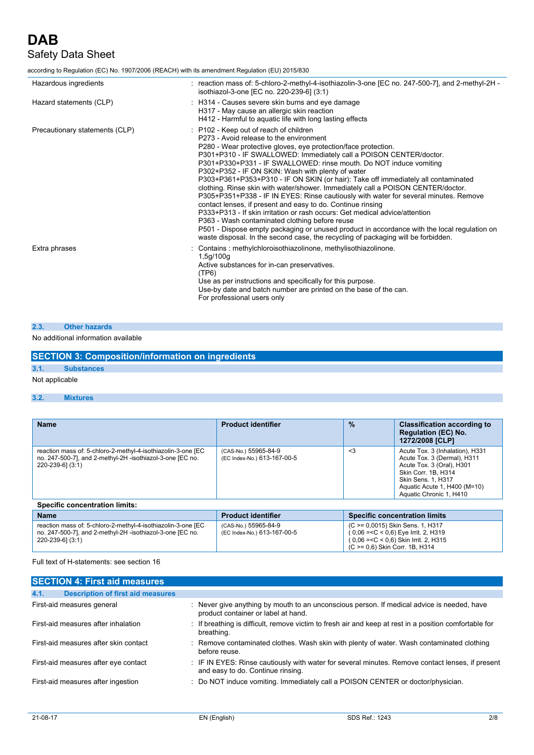| | |
|---|---|
| Hazardous ingredients | : reaction mass of: 5-chloro-2-methyl-4-isothiazolin-3-one [EC no. 247-500-7], and 2-methyl-2H - isothiazol-3-one [EC no. 220-239-6] (3:1) |
| Hazard statements (CLP) | : H314 - Causes severe skin burns and eye damage<br>H317 - May cause an allergic skin reaction<br>H412 - Harmful to aquatic life with long lasting effects |
| Precautionary statements (CLP) | : P102 - Keep out of reach of children<br>P273 - Avoid release to the environment<br>P280 - Wear protective gloves, eye protection/face protection.<br>P301+P310 - IF SWALLOWED: Immediately call a POISON CENTER/doctor.<br>P301+P330+P331 - IF SWALLOWED: rinse mouth. Do NOT induce vomiting<br>P302+P352 - IF ON SKIN: Wash with plenty of water<br>P303+P361+P353+P310 - IF ON SKIN (or hair): Take off immediately all contaminated clothing. Rinse skin with water/shower. Immediately call a POISON CENTER/doctor.<br>P305+P351+P338 - IF IN EYES: Rinse cautiously with water for several minutes. Remove contact lenses, if present and easy to do. Continue rinsing<br>P333+P313 - If skin irritation or rash occurs: Get medical advice/attention<br>P363 - Wash contaminated clothing before reuse<br>P501 - Dispose empty packaging or unused product in accordance with the local regulation on waste disposal. In the second case, the recycling of packaging will be forbidden. |
| Extra phrases | : Contains : methylchloroisothiazolinone, methylisothiazolinone.<br>1,5g/100g<br>Active substances for in-can preservatives.<br>(TP6)<br>Use as per instructions and specifically for this purpose.<br>Use-by date and batch number are printed on the base of the can.<br>For professional users only |

### 2.3. Other hazards

No additional information available

## SECTION 3: Composition/information on ingredients

### 3.1. Substances

Not applicable

### 3.2. Mixtures

| Name | Product identifier | % | Classification according to Regulation (EC) No. 1272/2008 [CLP] |
|---|---|---|---|
| reaction mass of: 5-chloro-2-methyl-4-isothiazolin-3-one [EC no. 247-500-7], and 2-methyl-2H -isothiazol-3-one [EC no. 220-239-6] (3:1) | (CAS-No.) 55965-84-9<br>(EC Index-No.) 613-167-00-5 | <3 | Acute Tox. 3 (Inhalation), H331<br>Acute Tox. 3 (Dermal), H311<br>Acute Tox. 3 (Oral), H301<br>Skin Corr. 1B, H314<br>Skin Sens. 1, H317<br>Aquatic Acute 1, H400 (M=10)<br>Aquatic Chronic 1, H410 |

**Specific concentration limits:**

| Name | Product identifier | Specific concentration limits |
|---|---|---|
| reaction mass of: 5-chloro-2-methyl-4-isothiazolin-3-one [EC no. 247-500-7], and 2-methyl-2H -isothiazol-3-one [EC no. 220-239-6] (3:1) | (CAS-No.) 55965-84-9<br>(EC Index-No.) 613-167-00-5 | (C >= 0,0015) Skin Sens. 1, H317<br>( 0,06 =<C < 0,6) Eye Irrit. 2, H319<br>( 0,06 =<C < 0,6) Skin Irrit. 2, H315<br>(C >= 0,6) Skin Corr. 1B, H314 |

Full text of H-statements: see section 16

## SECTION 4: First aid measures

### 4.1. Description of first aid measures

| | |
|---|---|
| First-aid measures general | : Never give anything by mouth to an unconscious person. If medical advice is needed, have product container or label at hand. |
| First-aid measures after inhalation | : If breathing is difficult, remove victim to fresh air and keep at rest in a position comfortable for breathing. |
| First-aid measures after skin contact | : Remove contaminated clothes. Wash skin with plenty of water. Wash contaminated clothing before reuse. |
| First-aid measures after eye contact | : IF IN EYES: Rinse cautiously with water for several minutes. Remove contact lenses, if present and easy to do. Continue rinsing. |
| First-aid measures after ingestion | : Do NOT induce vomiting. Immediately call a POISON CENTER or doctor/physician. |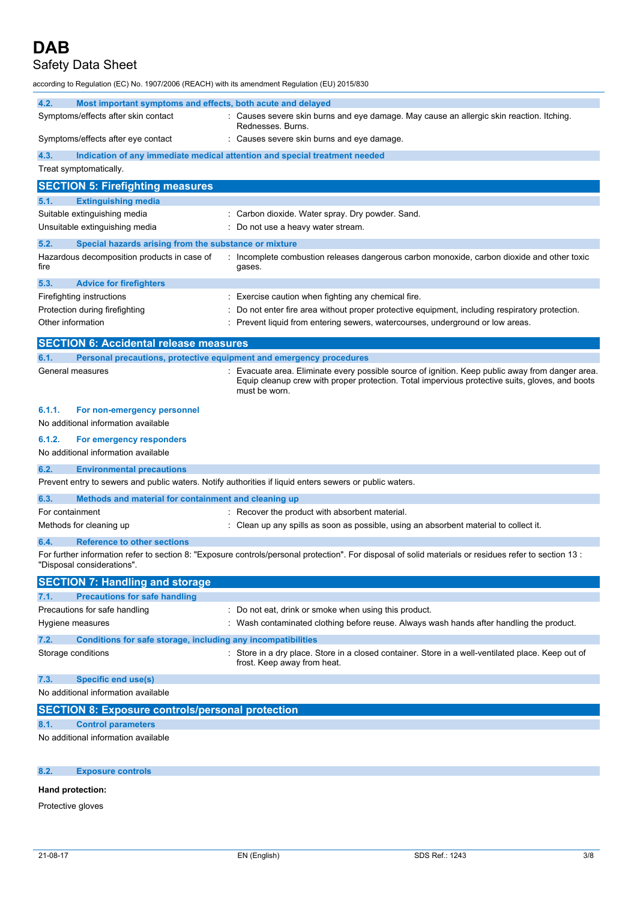### 4.2. Most important symptoms and effects, both acute and delayed

| | |
|---|---|
| Symptoms/effects after skin contact | : Causes severe skin burns and eye damage. May cause an allergic skin reaction. Itching. Rednesses. Burns. |
| Symptoms/effects after eye contact | : Causes severe skin burns and eye damage. |

### 4.3. Indication of any immediate medical attention and special treatment needed

Treat symptomatically.

## SECTION 5: Firefighting measures

### 5.1. Extinguishing media

| | |
|---|---|
| Suitable extinguishing media | : Carbon dioxide. Water spray. Dry powder. Sand. |
| Unsuitable extinguishing media | : Do not use a heavy water stream. |

### 5.2. Special hazards arising from the substance or mixture

| | |
|---|---|
| Hazardous decomposition products in case of fire | : Incomplete combustion releases dangerous carbon monoxide, carbon dioxide and other toxic gases. |

### 5.3. Advice for firefighters

| | |
|---|---|
| Firefighting instructions | : Exercise caution when fighting any chemical fire. |
| Protection during firefighting | : Do not enter fire area without proper protective equipment, including respiratory protection. |
| Other information | : Prevent liquid from entering sewers, watercourses, underground or low areas. |

## SECTION 6: Accidental release measures

### 6.1. Personal precautions, protective equipment and emergency procedures

| | |
|---|---|
| General measures | : Evacuate area. Eliminate every possible source of ignition. Keep public away from danger area. Equip cleanup crew with proper protection. Total impervious protective suits, gloves, and boots must be worn. |

#### 6.1.1. For non-emergency personnel

No additional information available

#### 6.1.2. For emergency responders

No additional information available

### 6.2. Environmental precautions

Prevent entry to sewers and public waters. Notify authorities if liquid enters sewers or public waters.

### 6.3. Methods and material for containment and cleaning up

| | |
|---|---|
| For containment | : Recover the product with absorbent material. |
| Methods for cleaning up | : Clean up any spills as soon as possible, using an absorbent material to collect it. |

### 6.4. Reference to other sections

For further information refer to section 8: "Exposure controls/personal protection". For disposal of solid materials or residues refer to section 13 : "Disposal considerations".

## SECTION 7: Handling and storage

### 7.1. Precautions for safe handling

| | |
|---|---|
| Precautions for safe handling | : Do not eat, drink or smoke when using this product. |
| Hygiene measures | : Wash contaminated clothing before reuse. Always wash hands after handling the product. |

### 7.2. Conditions for safe storage, including any incompatibilities

| | |
|---|---|
| Storage conditions | : Store in a dry place. Store in a closed container. Store in a well-ventilated place. Keep out of frost. Keep away from heat. |

### 7.3. Specific end use(s)

No additional information available

## SECTION 8: Exposure controls/personal protection

### 8.1. Control parameters

No additional information available

### 8.2. Exposure controls

**Hand protection:**

Protective gloves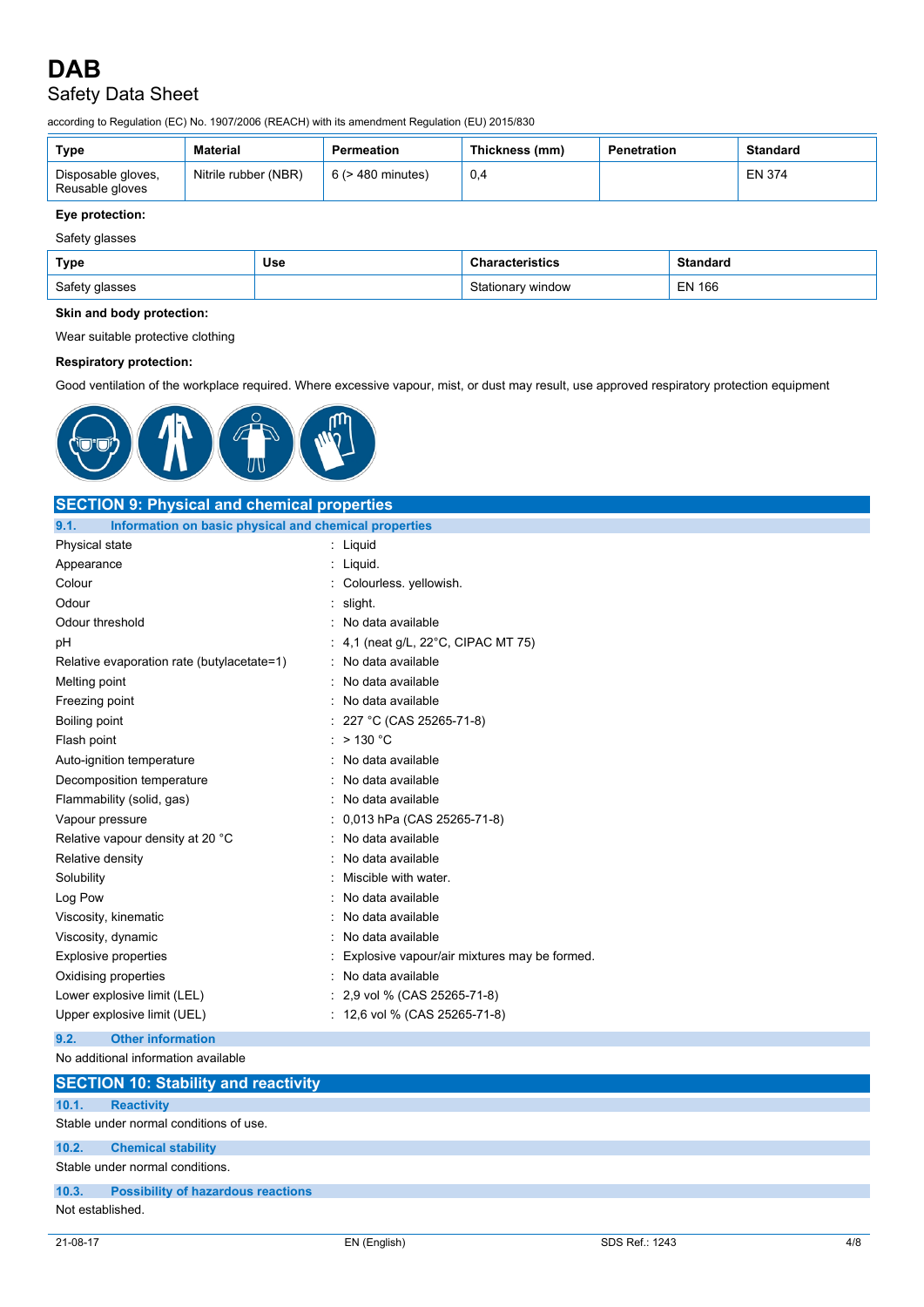| Type | Material | Permeation | Thickness (mm) | Penetration | Standard |
|---|---|---|---|---|---|
| Disposable gloves, Reusable gloves | Nitrile rubber (NBR) | 6 (> 480 minutes) | 0,4 | | EN 374 |

**Eye protection:**

Safety glasses

| Type | Use | Characteristics | Standard |
|---|---|---|---|
| Safety glasses | | Stationary window | EN 166 |

**Skin and body protection:**

Wear suitable protective clothing

**Respiratory protection:**

Good ventilation of the workplace required. Where excessive vapour, mist, or dust may result, use approved respiratory protection equipment

## SECTION 9: Physical and chemical properties

### 9.1. Information on basic physical and chemical properties

| | |
|---|---|
| Physical state | : Liquid |
| Appearance | : Liquid. |
| Colour | : Colourless. yellowish. |
| Odour | : slight. |
| Odour threshold | : No data available |
| pH | : 4,1 (neat g/L, 22°C, CIPAC MT 75) |
| Relative evaporation rate (butylacetate=1) | : No data available |
| Melting point | : No data available |
| Freezing point | : No data available |
| Boiling point | : 227 °C (CAS 25265-71-8) |
| Flash point | : > 130 °C |
| Auto-ignition temperature | : No data available |
| Decomposition temperature | : No data available |
| Flammability (solid, gas) | : No data available |
| Vapour pressure | : 0,013 hPa (CAS 25265-71-8) |
| Relative vapour density at 20 °C | : No data available |
| Relative density | : No data available |
| Solubility | : Miscible with water. |
| Log Pow | : No data available |
| Viscosity, kinematic | : No data available |
| Viscosity, dynamic | : No data available |
| Explosive properties | : Explosive vapour/air mixtures may be formed. |
| Oxidising properties | : No data available |
| Lower explosive limit (LEL) | : 2,9 vol % (CAS 25265-71-8) |
| Upper explosive limit (UEL) | : 12,6 vol % (CAS 25265-71-8) |

### 9.2. Other information

No additional information available

## SECTION 10: Stability and reactivity

### 10.1. Reactivity

Stable under normal conditions of use.

### 10.2. Chemical stability

Stable under normal conditions.

### 10.3. Possibility of hazardous reactions

Not established.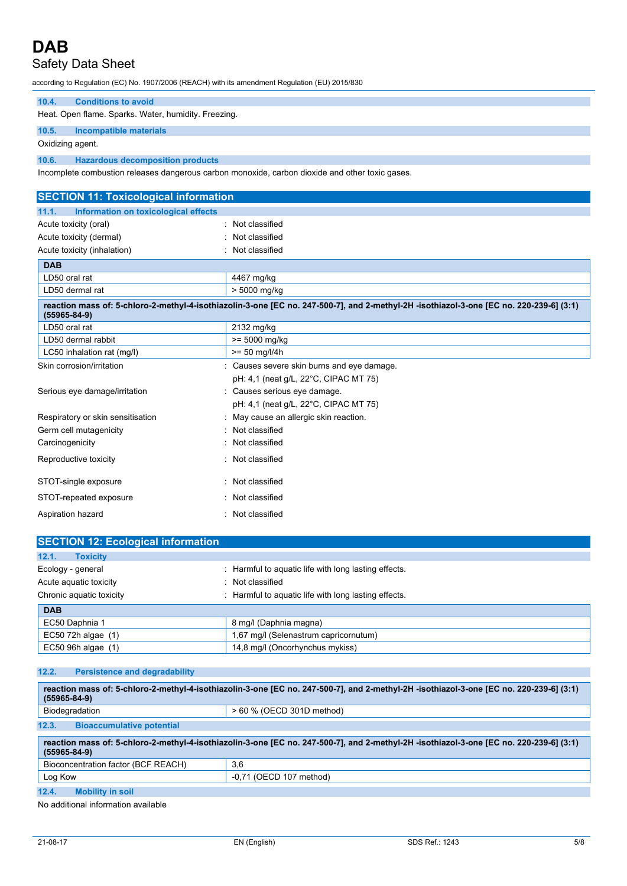### 10.4. Conditions to avoid

Heat. Open flame. Sparks. Water, humidity. Freezing.

### 10.5. Incompatible materials

Oxidizing agent.

### 10.6. Hazardous decomposition products

Incomplete combustion releases dangerous carbon monoxide, carbon dioxide and other toxic gases.

## SECTION 11: Toxicological information

### 11.1. Information on toxicological effects

Acute toxicity (oral) : Not classified

Acute toxicity (dermal) : Not classified

Acute toxicity (inhalation) : Not classified

| DAB | |
|---|---|
| LD50 oral rat | 4467 mg/kg |
| LD50 dermal rat | > 5000 mg/kg |

| reaction mass of: 5-chloro-2-methyl-4-isothiazolin-3-one [EC no. 247-500-7], and 2-methyl-2H -isothiazol-3-one [EC no. 220-239-6] (3:1) (55965-84-9) | |
|---|---|
| LD50 oral rat | 2132 mg/kg |
| LD50 dermal rabbit | >= 5000 mg/kg |
| LC50 inhalation rat (mg/l) | >= 50 mg/l/4h |

Skin corrosion/irritation : Causes severe skin burns and eye damage.
pH: 4,1 (neat g/L, 22°C, CIPAC MT 75)

Serious eye damage/irritation : Causes serious eye damage.
pH: 4,1 (neat g/L, 22°C, CIPAC MT 75)

Respiratory or skin sensitisation : May cause an allergic skin reaction.

Germ cell mutagenicity : Not classified

Carcinogenicity : Not classified

Reproductive toxicity : Not classified

STOT-single exposure : Not classified

STOT-repeated exposure : Not classified

Aspiration hazard : Not classified

## SECTION 12: Ecological information

### 12.1. Toxicity

Ecology - general : Harmful to aquatic life with long lasting effects.

Acute aquatic toxicity : Not classified

Chronic aquatic toxicity : Harmful to aquatic life with long lasting effects.

| DAB | |
|---|---|
| EC50 Daphnia 1 | 8 mg/l (Daphnia magna) |
| EC50 72h algae (1) | 1,67 mg/l (Selenastrum capricornutum) |
| EC50 96h algae (1) | 14,8 mg/l (Oncorhynchus mykiss) |

### 12.2. Persistence and degradability

| reaction mass of: 5-chloro-2-methyl-4-isothiazolin-3-one [EC no. 247-500-7], and 2-methyl-2H -isothiazol-3-one [EC no. 220-239-6] (3:1) (55965-84-9) | |
|---|---|
| Biodegradation | > 60 % (OECD 301D method) |

### 12.3. Bioaccumulative potential

| reaction mass of: 5-chloro-2-methyl-4-isothiazolin-3-one [EC no. 247-500-7], and 2-methyl-2H -isothiazol-3-one [EC no. 220-239-6] (3:1) (55965-84-9) | |
|---|---|
| Bioconcentration factor (BCF REACH) | 3,6 |
| Log Kow | -0,71 (OECD 107 method) |

### 12.4. Mobility in soil

No additional information available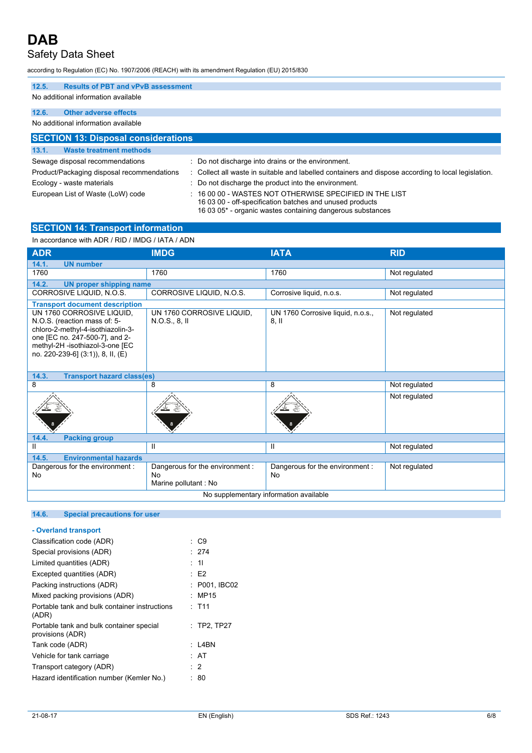### 12.5. Results of PBT and vPvB assessment

No additional information available

### 12.6. Other adverse effects

No additional information available

## SECTION 13: Disposal considerations

### 13.1. Waste treatment methods

| | |
|---|---|
| Sewage disposal recommendations | : Do not discharge into drains or the environment. |
| Product/Packaging disposal recommendations | : Collect all waste in suitable and labelled containers and dispose according to local legislation. |
| Ecology - waste materials | : Do not discharge the product into the environment. |
| European List of Waste (LoW) code | : 16 00 00 - WASTES NOT OTHERWISE SPECIFIED IN THE LIST<br>16 03 00 - off-specification batches and unused products<br>16 03 05* - organic wastes containing dangerous substances |

## SECTION 14: Transport information

In accordance with ADR / RID / IMDG / IATA / ADN

| ADR | IMDG | IATA | RID |
|---|---|---|---|
| **14.1. UN number** | | | |
| 1760 | 1760 | 1760 | Not regulated |
| **14.2. UN proper shipping name** | | | |
| CORROSIVE LIQUID, N.O.S. | CORROSIVE LIQUID, N.O.S. | Corrosive liquid, n.o.s. | Not regulated |
| **Transport document description** | | | |
| UN 1760 CORROSIVE LIQUID, N.O.S. (reaction mass of: 5-chloro-2-methyl-4-isothiazolin-3-one [EC no. 247-500-7], and 2-methyl-2H -isothiazol-3-one [EC no. 220-239-6] (3:1)), 8, II, (E) | UN 1760 CORROSIVE LIQUID, N.O.S., 8, II | UN 1760 Corrosive liquid, n.o.s., 8, II | Not regulated |
| **14.3. Transport hazard class(es)** | | | |
| 8 | 8 | 8 | Not regulated |
| | | | Not regulated |
| **14.4. Packing group** | | | |
| II | II | II | Not regulated |
| **14.5. Environmental hazards** | | | |
| Dangerous for the environment : No | Dangerous for the environment : No<br>Marine pollutant : No | Dangerous for the environment : No | Not regulated |
| No supplementary information available | | | |

### 14.6. Special precautions for user

**- Overland transport**

| | |
|---|---|
| Classification code (ADR) | : C9 |
| Special provisions (ADR) | : 274 |
| Limited quantities (ADR) | : 1l |
| Excepted quantities (ADR) | : E2 |
| Packing instructions (ADR) | : P001, IBC02 |
| Mixed packing provisions (ADR) | : MP15 |
| Portable tank and bulk container instructions (ADR) | : T11 |
| Portable tank and bulk container special provisions (ADR) | : TP2, TP27 |
| Tank code (ADR) | : L4BN |
| Vehicle for tank carriage | : AT |
| Transport category (ADR) | : 2 |
| Hazard identification number (Kemler No.) | : 80 |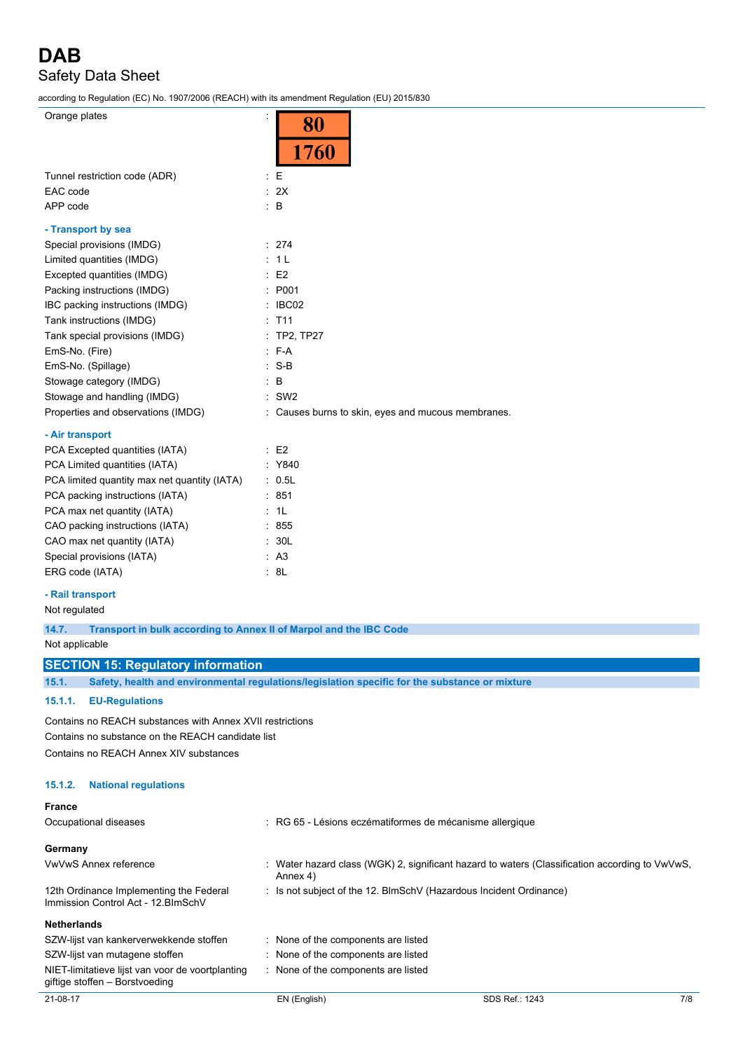| | |
|---|---|
| Orange plates | : 80 / 1760 |
| Tunnel restriction code (ADR) | : E |
| EAC code | : 2X |
| APP code | : B |

**- Transport by sea**

| | |
|---|---|
| Special provisions (IMDG) | : 274 |
| Limited quantities (IMDG) | : 1 L |
| Excepted quantities (IMDG) | : E2 |
| Packing instructions (IMDG) | : P001 |
| IBC packing instructions (IMDG) | : IBC02 |
| Tank instructions (IMDG) | : T11 |
| Tank special provisions (IMDG) | : TP2, TP27 |
| EmS-No. (Fire) | : F-A |
| EmS-No. (Spillage) | : S-B |
| Stowage category (IMDG) | : B |
| Stowage and handling (IMDG) | : SW2 |
| Properties and observations (IMDG) | : Causes burns to skin, eyes and mucous membranes. |

**- Air transport**

| | |
|---|---|
| PCA Excepted quantities (IATA) | : E2 |
| PCA Limited quantities (IATA) | : Y840 |
| PCA limited quantity max net quantity (IATA) | : 0.5L |
| PCA packing instructions (IATA) | : 851 |
| PCA max net quantity (IATA) | : 1L |
| CAO packing instructions (IATA) | : 855 |
| CAO max net quantity (IATA) | : 30L |
| Special provisions (IATA) | : A3 |
| ERG code (IATA) | : 8L |

**- Rail transport**

Not regulated

### 14.7. Transport in bulk according to Annex II of Marpol and the IBC Code

Not applicable

## SECTION 15: Regulatory information

### 15.1. Safety, health and environmental regulations/legislation specific for the substance or mixture

#### 15.1.1. EU-Regulations

Contains no REACH substances with Annex XVII restrictions

Contains no substance on the REACH candidate list

Contains no REACH Annex XIV substances

#### 15.1.2. National regulations

**France**

| | |
|---|---|
| Occupational diseases | : RG 65 - Lésions eczématiformes de mécanisme allergique |

**Germany**

| | |
|---|---|
| VwVwS Annex reference | : Water hazard class (WGK) 2, significant hazard to waters (Classification according to VwVwS, Annex 4) |
| 12th Ordinance Implementing the Federal Immission Control Act - 12.BImSchV | : Is not subject of the 12. BImSchV (Hazardous Incident Ordinance) |

**Netherlands**

| | |
|---|---|
| SZW-lijst van kankerverwekkende stoffen | : None of the components are listed |
| SZW-lijst van mutagene stoffen | : None of the components are listed |
| NIET-limitatieve lijst van voor de voortplanting giftige stoffen – Borstvoeding | : None of the components are listed |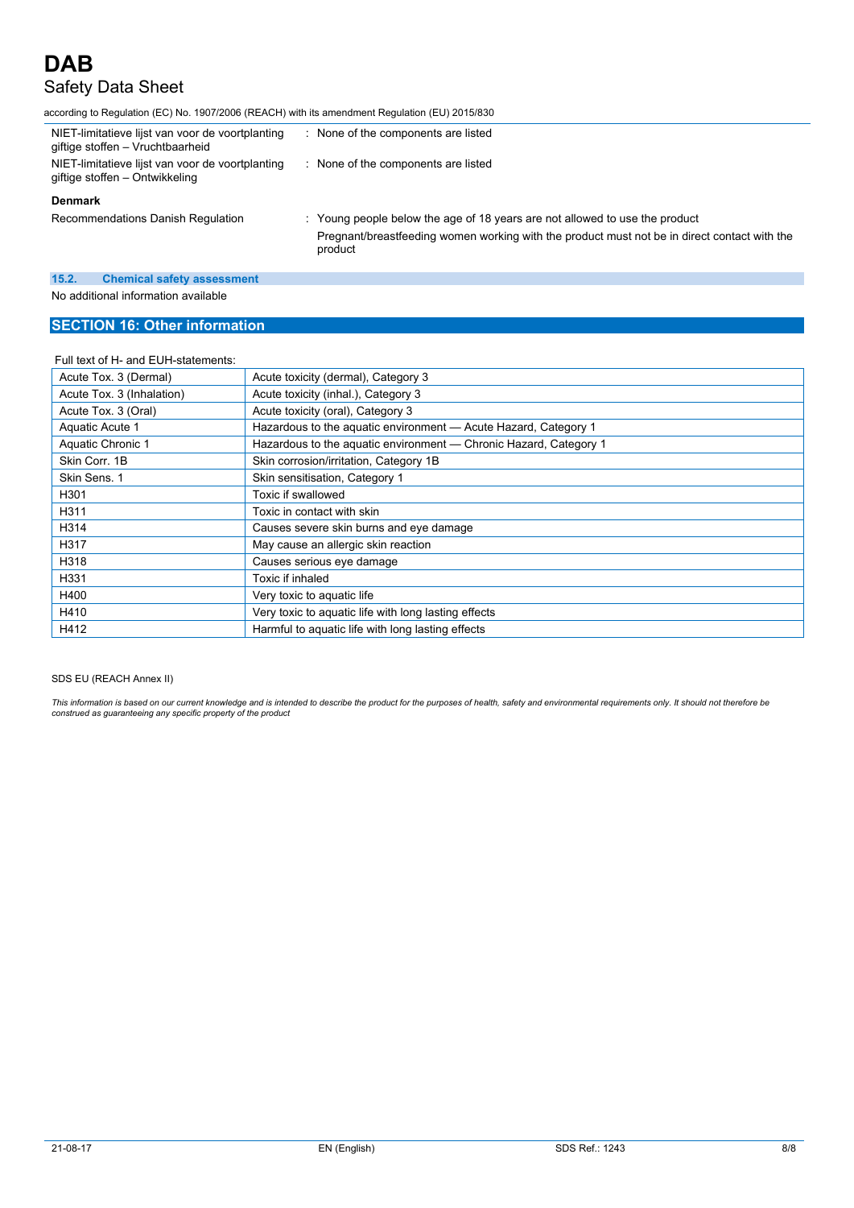| | |
|---|---|
| NIET-limitatieve lijst van voor de voortplanting giftige stoffen – Vruchtbaarheid | : None of the components are listed |
| NIET-limitatieve lijst van voor de voortplanting giftige stoffen – Ontwikkeling | : None of the components are listed |

**Denmark**

| | |
|---|---|
| Recommendations Danish Regulation | : Young people below the age of 18 years are not allowed to use the product<br>Pregnant/breastfeeding women working with the product must not be in direct contact with the product |

### 15.2. Chemical safety assessment

No additional information available

## SECTION 16: Other information

Full text of H- and EUH-statements:

| | |
|---|---|
| Acute Tox. 3 (Dermal) | Acute toxicity (dermal), Category 3 |
| Acute Tox. 3 (Inhalation) | Acute toxicity (inhal.), Category 3 |
| Acute Tox. 3 (Oral) | Acute toxicity (oral), Category 3 |
| Aquatic Acute 1 | Hazardous to the aquatic environment — Acute Hazard, Category 1 |
| Aquatic Chronic 1 | Hazardous to the aquatic environment — Chronic Hazard, Category 1 |
| Skin Corr. 1B | Skin corrosion/irritation, Category 1B |
| Skin Sens. 1 | Skin sensitisation, Category 1 |
| H301 | Toxic if swallowed |
| H311 | Toxic in contact with skin |
| H314 | Causes severe skin burns and eye damage |
| H317 | May cause an allergic skin reaction |
| H318 | Causes serious eye damage |
| H331 | Toxic if inhaled |
| H400 | Very toxic to aquatic life |
| H410 | Very toxic to aquatic life with long lasting effects |
| H412 | Harmful to aquatic life with long lasting effects |

SDS EU (REACH Annex II)

*This information is based on our current knowledge and is intended to describe the product for the purposes of health, safety and environmental requirements only. It should not therefore be construed as guaranteeing any specific property of the product*